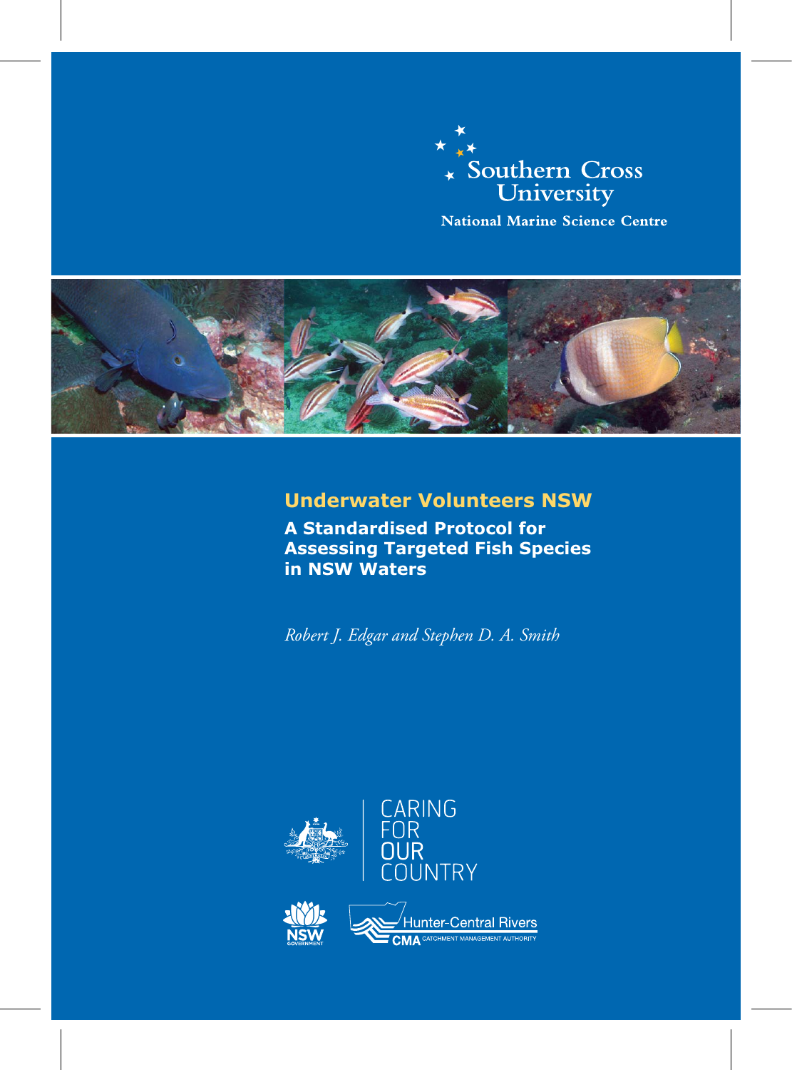Southern Cross University

National Marine Science Centre

# Underwater Volunteers NSW

## A Standardised Protocol for Assessing Targeted Fish Species in NSW Waters

*Robert J. Edgar and Stephen D. A. Smith*

CARING FOR OUR COUNTRY

NSW GOVERNMENT

Hunter-Central Rivers CMA CATCHMENT MANAGEMENT AUTHORITY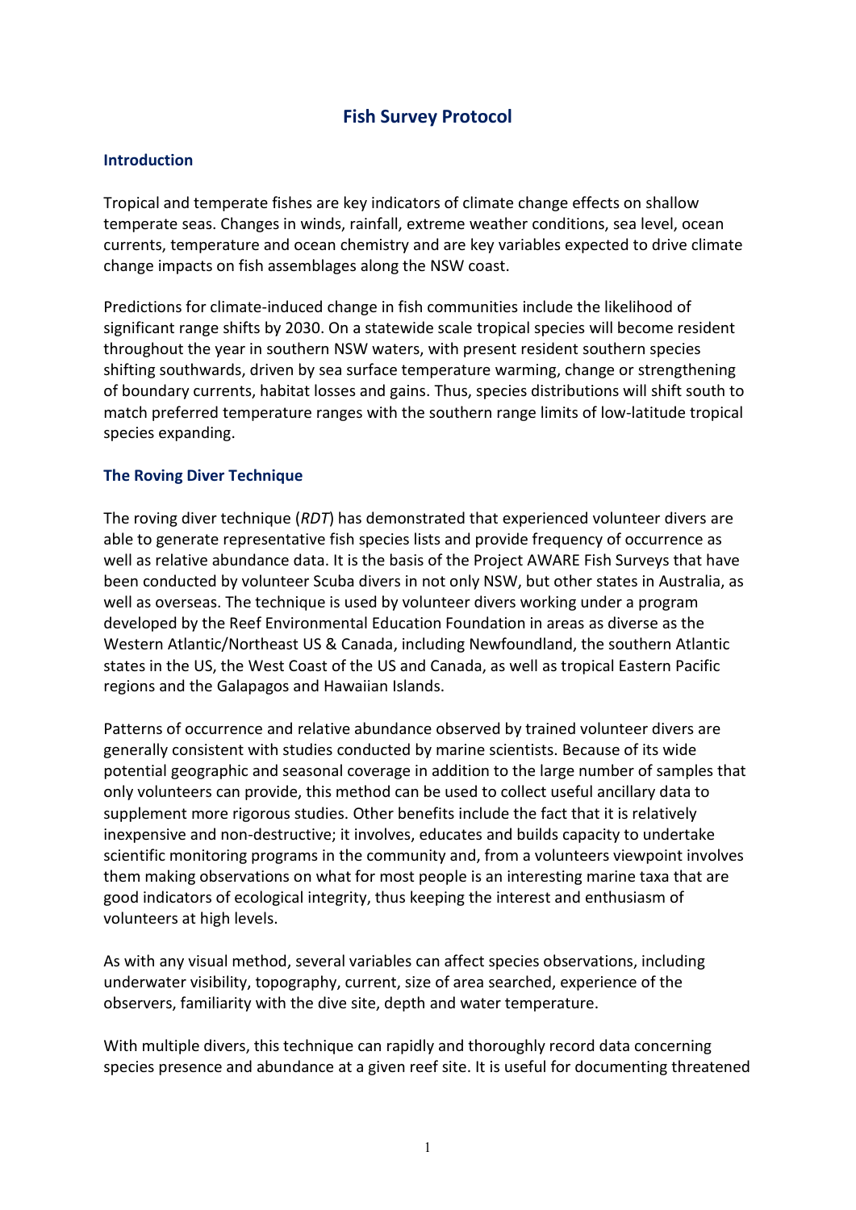# Fish Survey Protocol

## Introduction

Tropical and temperate fishes are key indicators of climate change effects on shallow temperate seas. Changes in winds, rainfall, extreme weather conditions, sea level, ocean currents, temperature and ocean chemistry and are key variables expected to drive climate change impacts on fish assemblages along the NSW coast.

Predictions for climate-induced change in fish communities include the likelihood of significant range shifts by 2030. On a statewide scale tropical species will become resident throughout the year in southern NSW waters, with present resident southern species shifting southwards, driven by sea surface temperature warming, change or strengthening of boundary currents, habitat losses and gains. Thus, species distributions will shift south to match preferred temperature ranges with the southern range limits of low-latitude tropical species expanding.

## The Roving Diver Technique

The roving diver technique (*RDT*) has demonstrated that experienced volunteer divers are able to generate representative fish species lists and provide frequency of occurrence as well as relative abundance data. It is the basis of the Project AWARE Fish Surveys that have been conducted by volunteer Scuba divers in not only NSW, but other states in Australia, as well as overseas. The technique is used by volunteer divers working under a program developed by the Reef Environmental Education Foundation in areas as diverse as the Western Atlantic/Northeast US & Canada, including Newfoundland, the southern Atlantic states in the US, the West Coast of the US and Canada, as well as tropical Eastern Pacific regions and the Galapagos and Hawaiian Islands.

Patterns of occurrence and relative abundance observed by trained volunteer divers are generally consistent with studies conducted by marine scientists. Because of its wide potential geographic and seasonal coverage in addition to the large number of samples that only volunteers can provide, this method can be used to collect useful ancillary data to supplement more rigorous studies. Other benefits include the fact that it is relatively inexpensive and non-destructive; it involves, educates and builds capacity to undertake scientific monitoring programs in the community and, from a volunteers viewpoint involves them making observations on what for most people is an interesting marine taxa that are good indicators of ecological integrity, thus keeping the interest and enthusiasm of volunteers at high levels.

As with any visual method, several variables can affect species observations, including underwater visibility, topography, current, size of area searched, experience of the observers, familiarity with the dive site, depth and water temperature.

With multiple divers, this technique can rapidly and thoroughly record data concerning species presence and abundance at a given reef site. It is useful for documenting threatened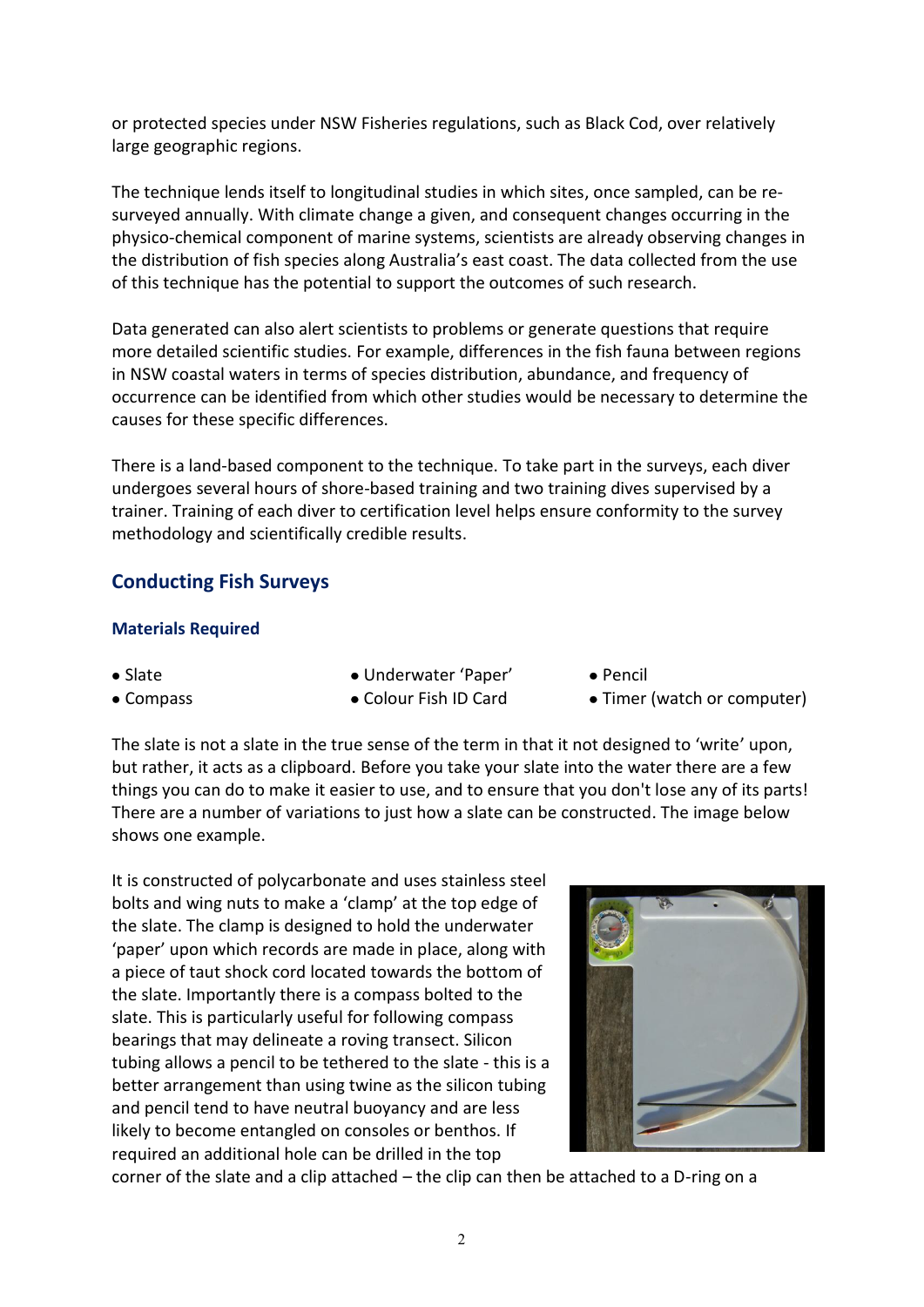or protected species under NSW Fisheries regulations, such as Black Cod, over relatively large geographic regions.

The technique lends itself to longitudinal studies in which sites, once sampled, can be re-surveyed annually. With climate change a given, and consequent changes occurring in the physico-chemical component of marine systems, scientists are already observing changes in the distribution of fish species along Australia's east coast. The data collected from the use of this technique has the potential to support the outcomes of such research.

Data generated can also alert scientists to problems or generate questions that require more detailed scientific studies. For example, differences in the fish fauna between regions in NSW coastal waters in terms of species distribution, abundance, and frequency of occurrence can be identified from which other studies would be necessary to determine the causes for these specific differences.

There is a land-based component to the technique. To take part in the surveys, each diver undergoes several hours of shore-based training and two training dives supervised by a trainer. Training of each diver to certification level helps ensure conformity to the survey methodology and scientifically credible results.

## Conducting Fish Surveys

### Materials Required

- Slate
- Compass
- Underwater 'Paper'
- Colour Fish ID Card
- Pencil
- Timer (watch or computer)

The slate is not a slate in the true sense of the term in that it not designed to 'write' upon, but rather, it acts as a clipboard. Before you take your slate into the water there are a few things you can do to make it easier to use, and to ensure that you don't lose any of its parts! There are a number of variations to just how a slate can be constructed. The image below shows one example.

It is constructed of polycarbonate and uses stainless steel bolts and wing nuts to make a 'clamp' at the top edge of the slate. The clamp is designed to hold the underwater 'paper' upon which records are made in place, along with a piece of taut shock cord located towards the bottom of the slate. Importantly there is a compass bolted to the slate. This is particularly useful for following compass bearings that may delineate a roving transect. Silicon tubing allows a pencil to be tethered to the slate - this is a better arrangement than using twine as the silicon tubing and pencil tend to have neutral buoyancy and are less likely to become entangled on consoles or benthos. If required an additional hole can be drilled in the top corner of the slate and a clip attached – the clip can then be attached to a D-ring on a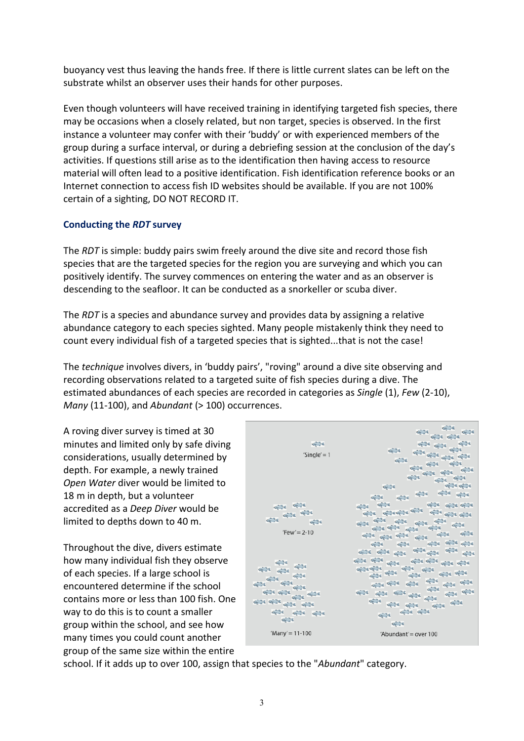buoyancy vest thus leaving the hands free. If there is little current slates can be left on the substrate whilst an observer uses their hands for other purposes.

Even though volunteers will have received training in identifying targeted fish species, there may be occasions when a closely related, but non target, species is observed. In the first instance a volunteer may confer with their 'buddy' or with experienced members of the group during a surface interval, or during a debriefing session at the conclusion of the day's activities. If questions still arise as to the identification then having access to resource material will often lead to a positive identification. Fish identification reference books or an Internet connection to access fish ID websites should be available. If you are not 100% certain of a sighting, DO NOT RECORD IT.

### Conducting the *RDT* survey

The *RDT* is simple: buddy pairs swim freely around the dive site and record those fish species that are the targeted species for the region you are surveying and which you can positively identify. The survey commences on entering the water and as an observer is descending to the seafloor. It can be conducted as a snorkeller or scuba diver.

The *RDT* is a species and abundance survey and provides data by assigning a relative abundance category to each species sighted. Many people mistakenly think they need to count every individual fish of a targeted species that is sighted...that is not the case!

The *technique* involves divers, in 'buddy pairs', "roving" around a dive site observing and recording observations related to a targeted suite of fish species during a dive. The estimated abundances of each species are recorded in categories as *Single* (1), *Few* (2-10), *Many* (11-100), and *Abundant* (> 100) occurrences.

A roving diver survey is timed at 30 minutes and limited only by safe diving considerations, usually determined by depth. For example, a newly trained *Open Water* diver would be limited to 18 m in depth, but a volunteer accredited as a *Deep Diver* would be limited to depths down to 40 m.

'Single' = 1

'Few' = 2-10

'Many' = 11-100

'Abundant' = over 100

Throughout the dive, divers estimate how many individual fish they observe of each species. If a large school is encountered determine if the school contains more or less than 100 fish. One way to do this is to count a smaller group within the school, and see how many times you could count another group of the same size within the entire school. If it adds up to over 100, assign that species to the "*Abundant*" category.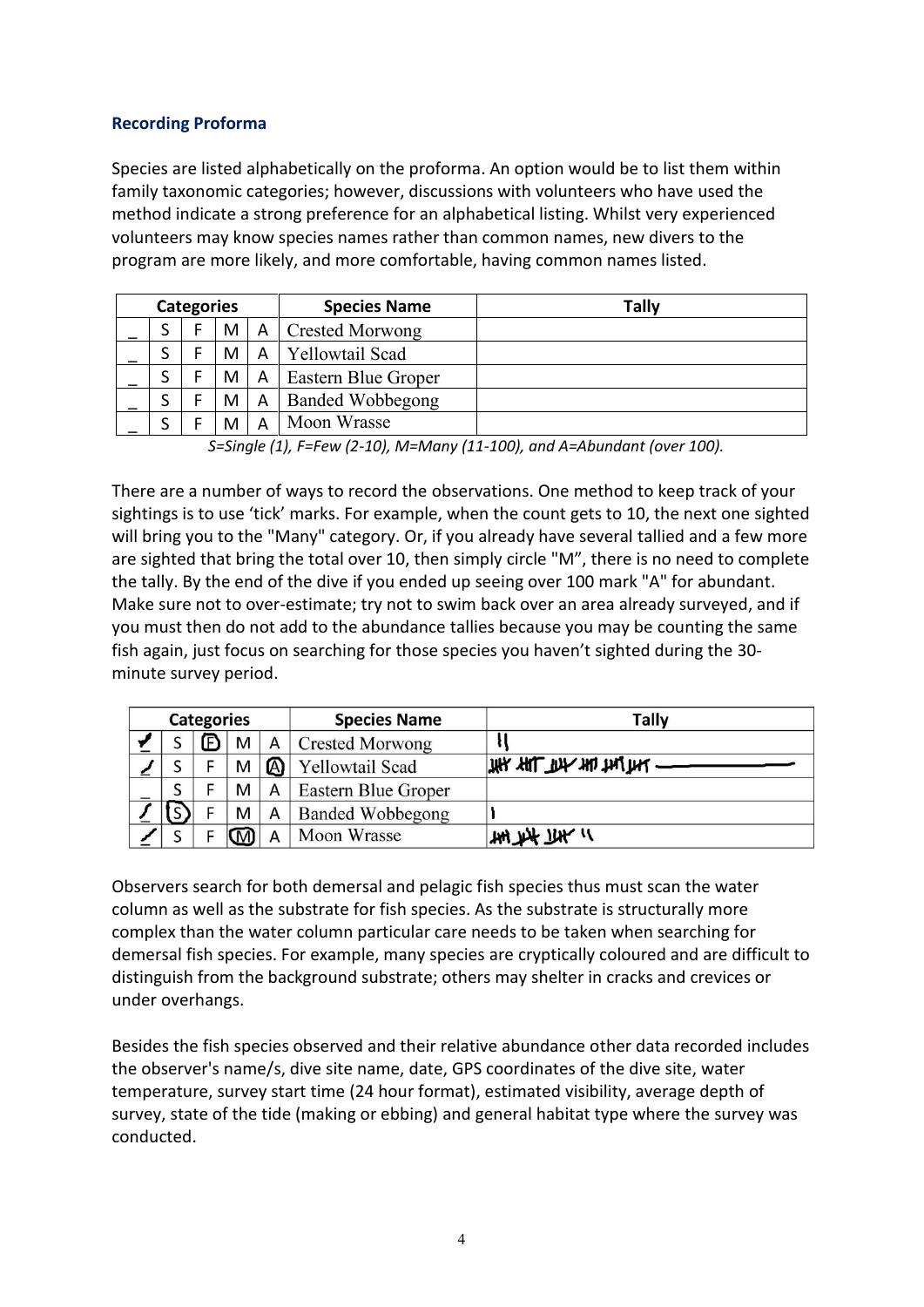### Recording Proforma

Species are listed alphabetically on the proforma. An option would be to list them within family taxonomic categories; however, discussions with volunteers who have used the method indicate a strong preference for an alphabetical listing. Whilst very experienced volunteers may know species names rather than common names, new divers to the program are more likely, and more comfortable, having common names listed.

| Categories | | | | | Species Name | Tally |
|---|---|---|---|---|---|---|
| _ | S | F | M | A | Crested Morwong | |
| _ | S | F | M | A | Yellowtail Scad | |
| _ | S | F | M | A | Eastern Blue Groper | |
| _ | S | F | M | A | Banded Wobbegong | |
| _ | S | F | M | A | Moon Wrasse | |

*S=Single (1), F=Few (2-10), M=Many (11-100), and A=Abundant (over 100).*

There are a number of ways to record the observations. One method to keep track of your sightings is to use 'tick' marks. For example, when the count gets to 10, the next one sighted will bring you to the "Many" category. Or, if you already have several tallied and a few more are sighted that bring the total over 10, then simply circle "M", there is no need to complete the tally. By the end of the dive if you ended up seeing over 100 mark "A" for abundant. Make sure not to over-estimate; try not to swim back over an area already surveyed, and if you must then do not add to the abundance tallies because you may be counting the same fish again, just focus on searching for those species you haven't sighted during the 30-minute survey period.

| Categories | | | | | Species Name | Tally |
|---|---|---|---|---|---|---|
| ✓ | S | (F) | M | A | Crested Morwong | ll |
| ✓ | S | F | M | (A) | Yellowtail Scad | 𝍸 𝍸 𝍸 𝍸 𝍸 𝍸 ———— |
| _ | S | F | M | A | Eastern Blue Groper | |
| ✓ | (S) | F | M | A | Banded Wobbegong | l |
| ✓ | S | F | (M) | A | Moon Wrasse | 𝍸 𝍸 𝍸 ll |

Observers search for both demersal and pelagic fish species thus must scan the water column as well as the substrate for fish species. As the substrate is structurally more complex than the water column particular care needs to be taken when searching for demersal fish species. For example, many species are cryptically coloured and are difficult to distinguish from the background substrate; others may shelter in cracks and crevices or under overhangs.

Besides the fish species observed and their relative abundance other data recorded includes the observer's name/s, dive site name, date, GPS coordinates of the dive site, water temperature, survey start time (24 hour format), estimated visibility, average depth of survey, state of the tide (making or ebbing) and general habitat type where the survey was conducted.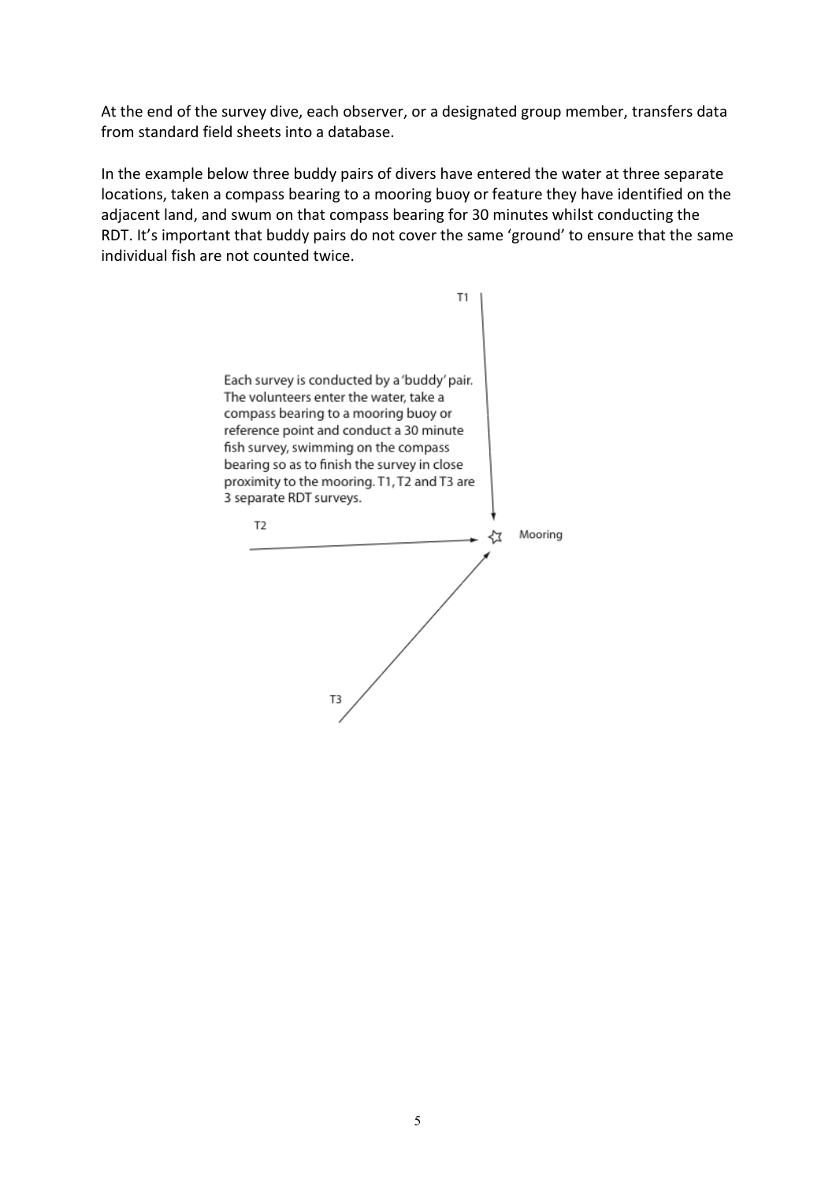At the end of the survey dive, each observer, or a designated group member, transfers data from standard field sheets into a database.

In the example below three buddy pairs of divers have entered the water at three separate locations, taken a compass bearing to a mooring buoy or feature they have identified on the adjacent land, and swum on that compass bearing for 30 minutes whilst conducting the RDT. It's important that buddy pairs do not cover the same 'ground' to ensure that the same individual fish are not counted twice.

T1

Each survey is conducted by a 'buddy' pair. The volunteers enter the water, take a compass bearing to a mooring buoy or reference point and conduct a 30 minute fish survey, swimming on the compass bearing so as to finish the survey in close proximity to the mooring. T1, T2 and T3 are 3 separate RDT surveys.

T2

Mooring

T3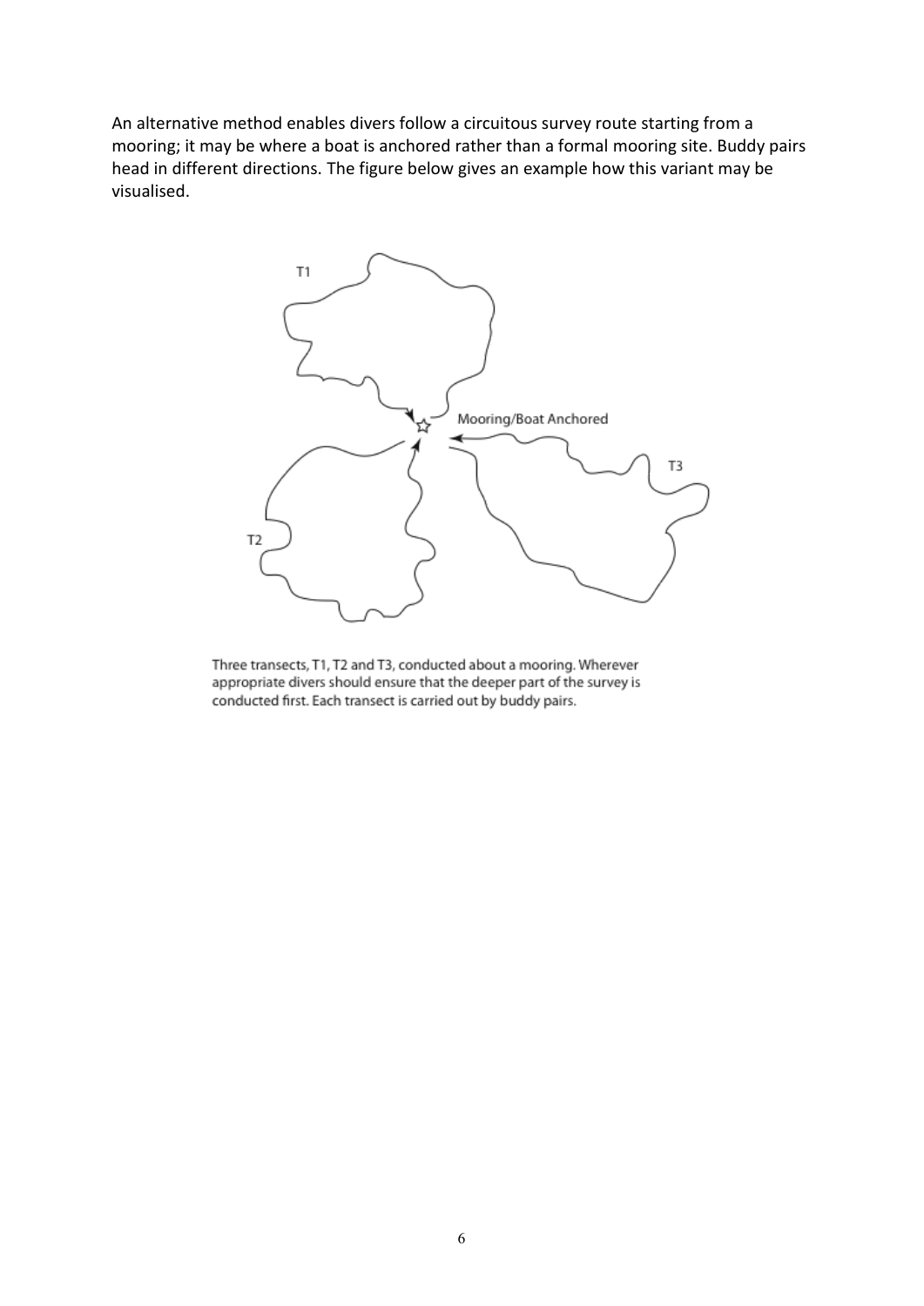An alternative method enables divers follow a circuitous survey route starting from a mooring; it may be where a boat is anchored rather than a formal mooring site. Buddy pairs head in different directions. The figure below gives an example how this variant may be visualised.

Three transects, T1, T2 and T3, conducted about a mooring. Wherever appropriate divers should ensure that the deeper part of the survey is conducted first. Each transect is carried out by buddy pairs.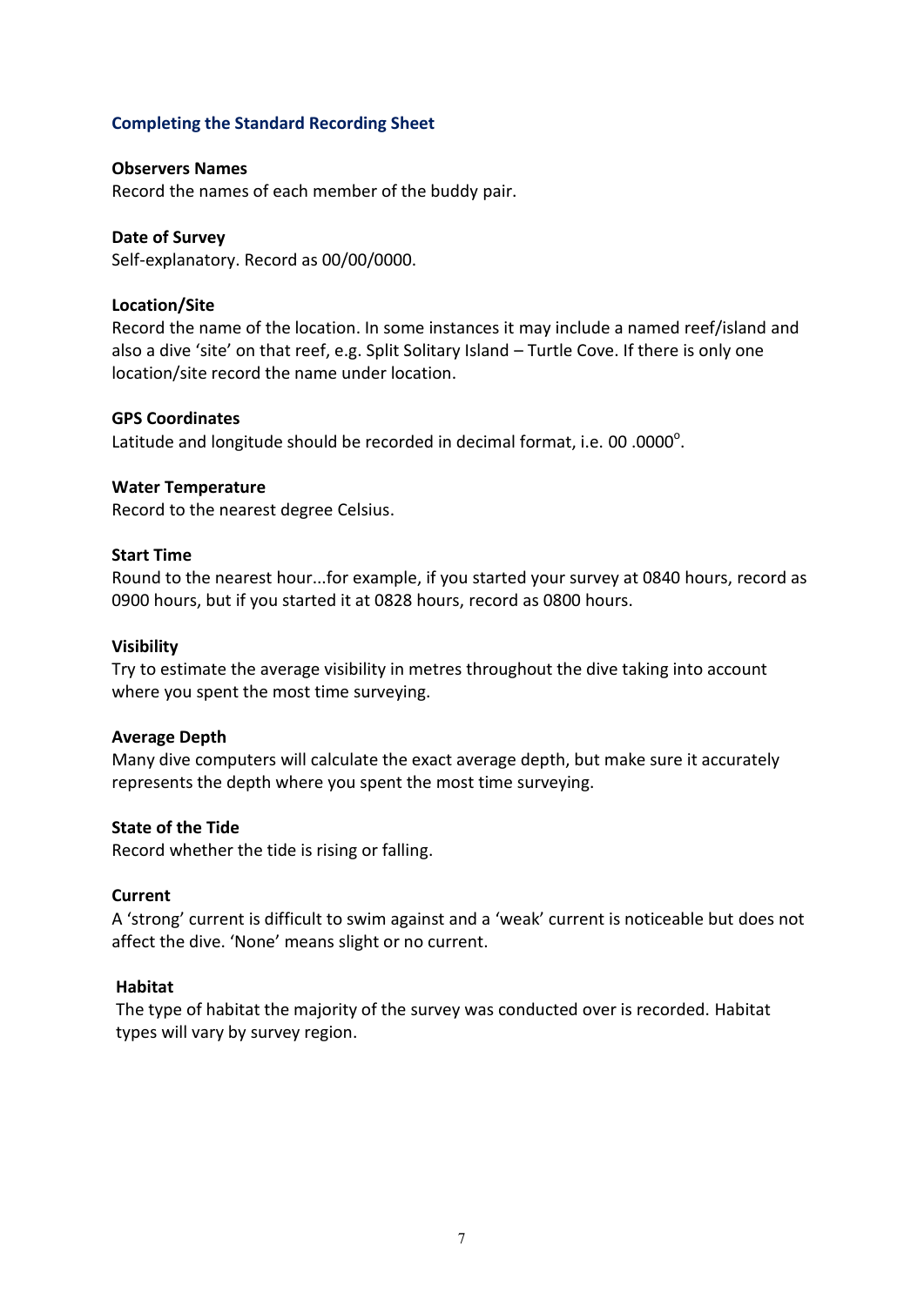## Completing the Standard Recording Sheet

**Observers Names**
Record the names of each member of the buddy pair.

**Date of Survey**
Self-explanatory. Record as 00/00/0000.

**Location/Site**
Record the name of the location. In some instances it may include a named reef/island and also a dive 'site' on that reef, e.g. Split Solitary Island – Turtle Cove. If there is only one location/site record the name under location.

**GPS Coordinates**
Latitude and longitude should be recorded in decimal format, i.e. 00 .0000$^{o}$.

**Water Temperature**
Record to the nearest degree Celsius.

**Start Time**
Round to the nearest hour...for example, if you started your survey at 0840 hours, record as 0900 hours, but if you started it at 0828 hours, record as 0800 hours.

**Visibility**
Try to estimate the average visibility in metres throughout the dive taking into account where you spent the most time surveying.

**Average Depth**
Many dive computers will calculate the exact average depth, but make sure it accurately represents the depth where you spent the most time surveying.

**State of the Tide**
Record whether the tide is rising or falling.

**Current**
A 'strong' current is difficult to swim against and a 'weak' current is noticeable but does not affect the dive. 'None' means slight or no current.

**Habitat**
The type of habitat the majority of the survey was conducted over is recorded. Habitat types will vary by survey region.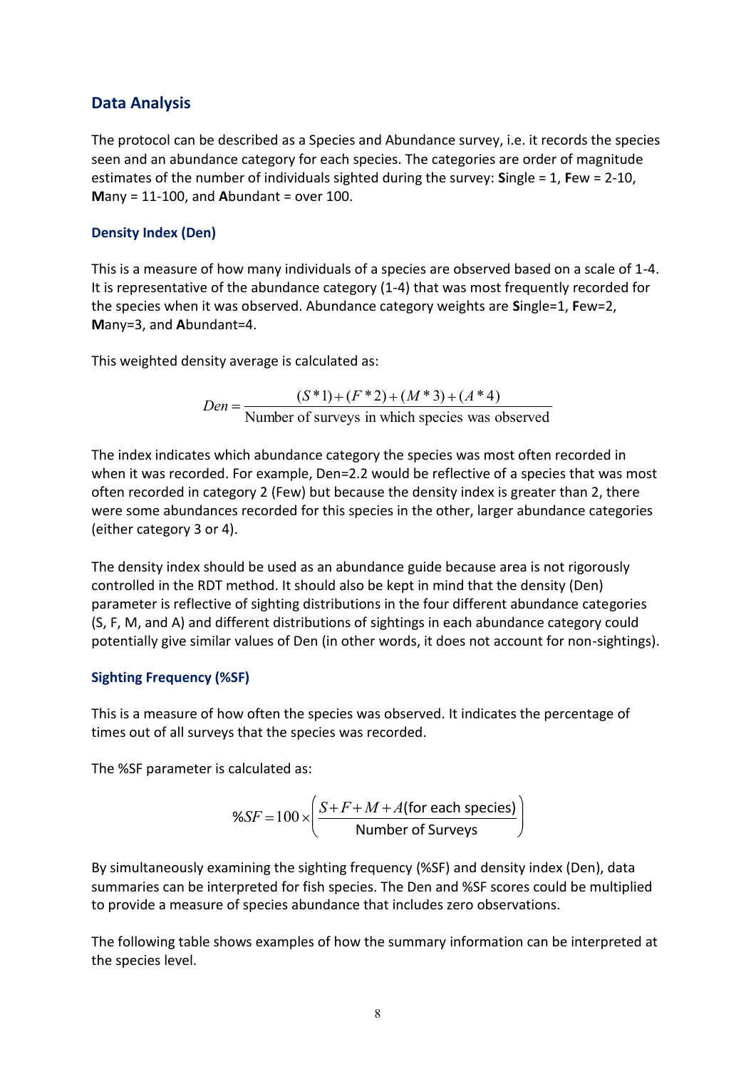## Data Analysis

The protocol can be described as a Species and Abundance survey, i.e. it records the species seen and an abundance category for each species. The categories are order of magnitude estimates of the number of individuals sighted during the survey: **S**ingle = 1, **F**ew = 2-10, **M**any = 11-100, and **A**bundant = over 100.

### Density Index (Den)

This is a measure of how many individuals of a species are observed based on a scale of 1-4. It is representative of the abundance category (1-4) that was most frequently recorded for the species when it was observed. Abundance category weights are **S**ingle=1, **F**ew=2, **M**any=3, and **A**bundant=4.

This weighted density average is calculated as:

$$Den = \frac{(S*1)+(F*2)+(M*3)+(A*4)}{\text{Number of surveys in which species was observed}}$$

The index indicates which abundance category the species was most often recorded in when it was recorded. For example, Den=2.2 would be reflective of a species that was most often recorded in category 2 (Few) but because the density index is greater than 2, there were some abundances recorded for this species in the other, larger abundance categories (either category 3 or 4).

The density index should be used as an abundance guide because area is not rigorously controlled in the RDT method. It should also be kept in mind that the density (Den) parameter is reflective of sighting distributions in the four different abundance categories (S, F, M, and A) and different distributions of sightings in each abundance category could potentially give similar values of Den (in other words, it does not account for non-sightings).

### Sighting Frequency (%SF)

This is a measure of how often the species was observed. It indicates the percentage of times out of all surveys that the species was recorded.

The %SF parameter is calculated as:

$$\%SF = 100 \times \left( \frac{S+F+M+A(\text{for each species})}{\text{Number of Surveys}} \right)$$

By simultaneously examining the sighting frequency (%SF) and density index (Den), data summaries can be interpreted for fish species. The Den and %SF scores could be multiplied to provide a measure of species abundance that includes zero observations.

The following table shows examples of how the summary information can be interpreted at the species level.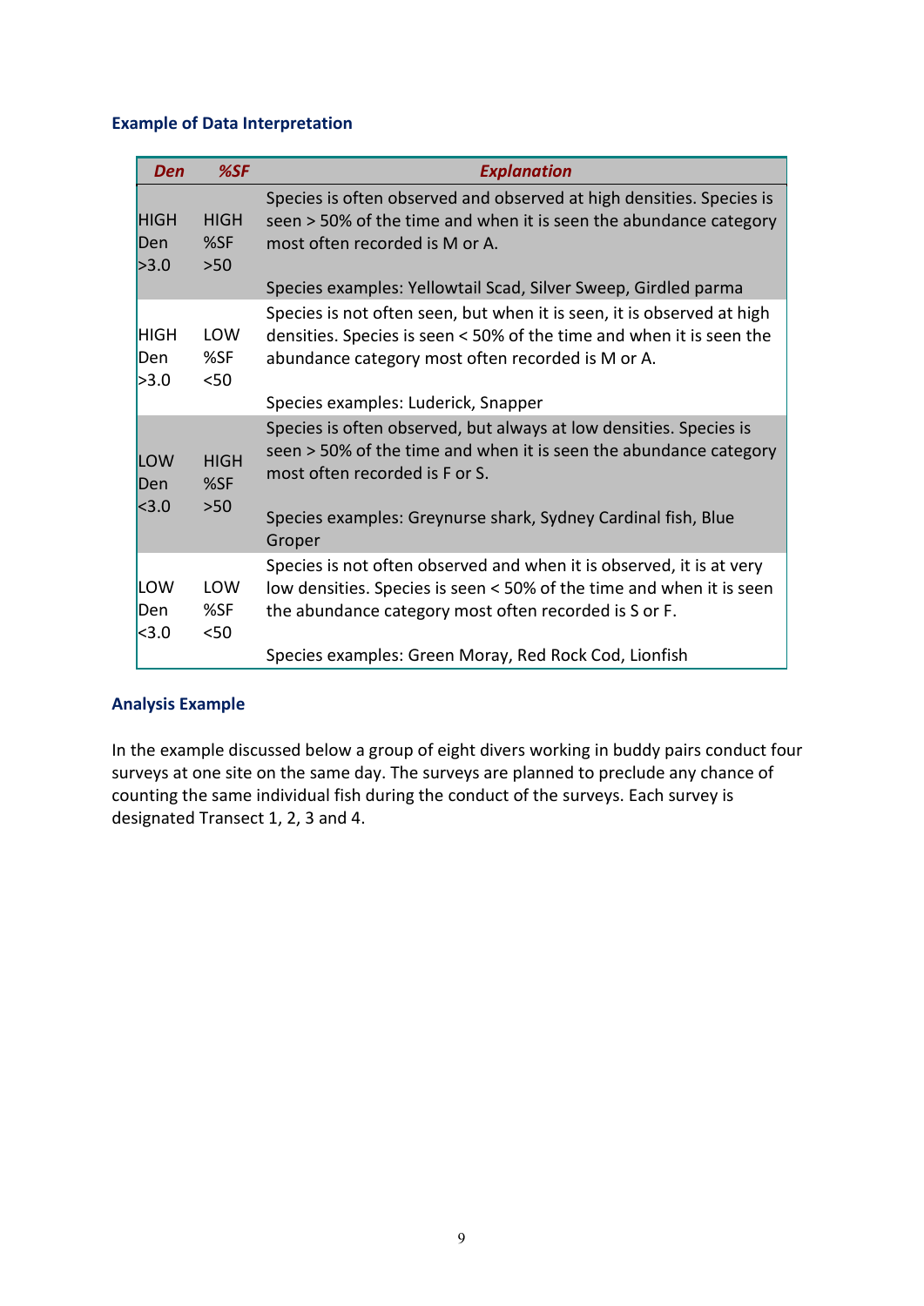### Example of Data Interpretation

| *Den* | *%SF* | *Explanation* |
|---|---|---|
| HIGH Den >3.0 | HIGH %SF >50 | Species is often observed and observed at high densities. Species is seen > 50% of the time and when it is seen the abundance category most often recorded is M or A.<br><br>Species examples: Yellowtail Scad, Silver Sweep, Girdled parma |
| HIGH Den >3.0 | LOW %SF <50 | Species is not often seen, but when it is seen, it is observed at high densities. Species is seen < 50% of the time and when it is seen the abundance category most often recorded is M or A.<br><br>Species examples: Luderick, Snapper |
| LOW Den <3.0 | HIGH %SF >50 | Species is often observed, but always at low densities. Species is seen > 50% of the time and when it is seen the abundance category most often recorded is F or S.<br><br>Species examples: Greynurse shark, Sydney Cardinal fish, Blue Groper |
| LOW Den <3.0 | LOW %SF <50 | Species is not often observed and when it is observed, it is at very low densities. Species is seen < 50% of the time and when it is seen the abundance category most often recorded is S or F.<br><br>Species examples: Green Moray, Red Rock Cod, Lionfish |

### Analysis Example

In the example discussed below a group of eight divers working in buddy pairs conduct four surveys at one site on the same day. The surveys are planned to preclude any chance of counting the same individual fish during the conduct of the surveys. Each survey is designated Transect 1, 2, 3 and 4.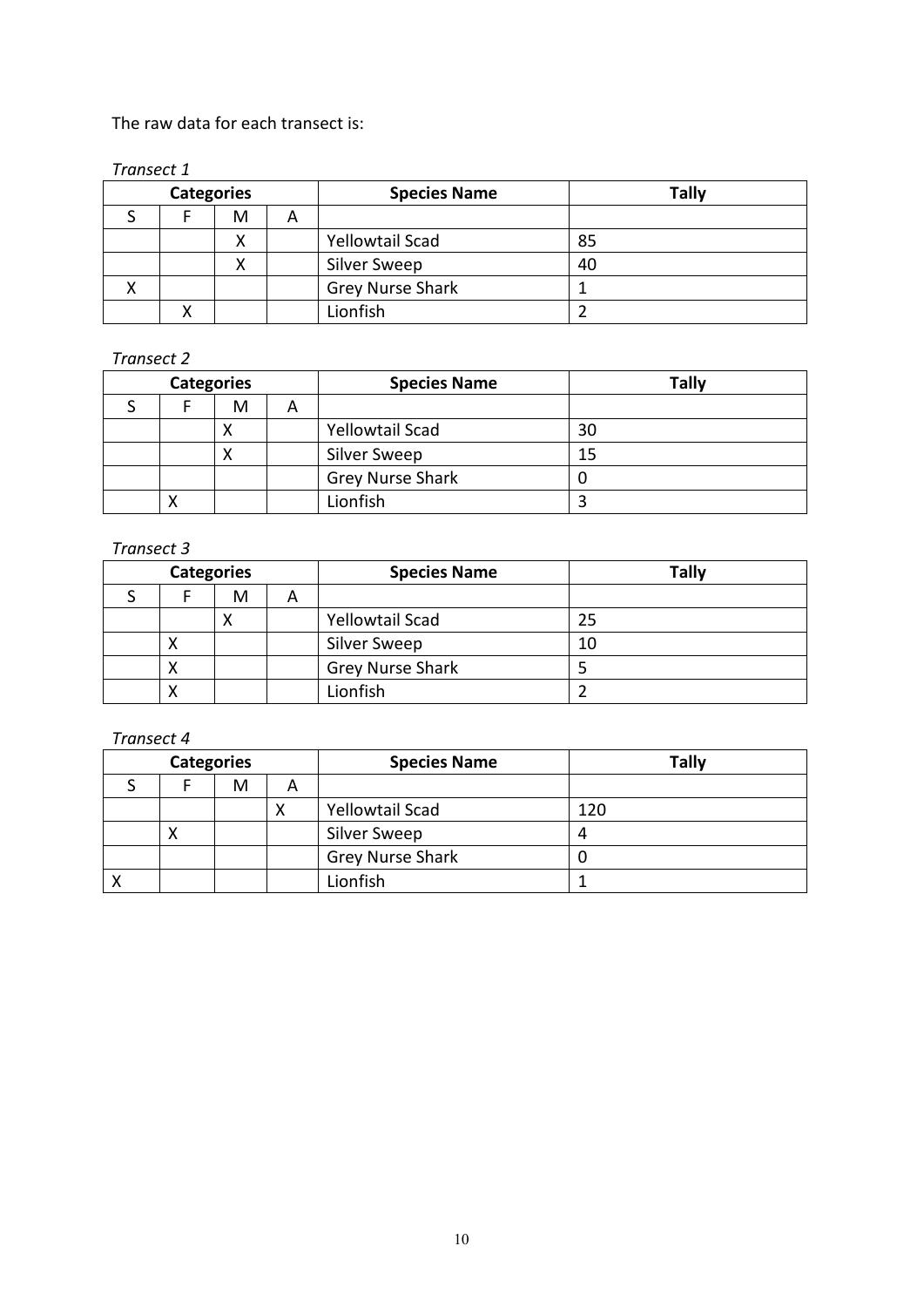The raw data for each transect is:

*Transect 1*

| Categories | | | | Species Name | Tally |
|---|---|---|---|---|---|
| S | F | M | A | | |
| | | X | | Yellowtail Scad | 85 |
| | | X | | Silver Sweep | 40 |
| X | | | | Grey Nurse Shark | 1 |
| | X | | | Lionfish | 2 |

*Transect 2*

| Categories | | | | Species Name | Tally |
|---|---|---|---|---|---|
| S | F | M | A | | |
| | | X | | Yellowtail Scad | 30 |
| | | X | | Silver Sweep | 15 |
| | | | | Grey Nurse Shark | 0 |
| | X | | | Lionfish | 3 |

*Transect 3*

| Categories | | | | Species Name | Tally |
|---|---|---|---|---|---|
| S | F | M | A | | |
| | | X | | Yellowtail Scad | 25 |
| | X | | | Silver Sweep | 10 |
| | X | | | Grey Nurse Shark | 5 |
| | X | | | Lionfish | 2 |

*Transect 4*

| Categories | | | | Species Name | Tally |
|---|---|---|---|---|---|
| S | F | M | A | | |
| | | | X | Yellowtail Scad | 120 |
| | X | | | Silver Sweep | 4 |
| | | | | Grey Nurse Shark | 0 |
| X | | | | Lionfish | 1 |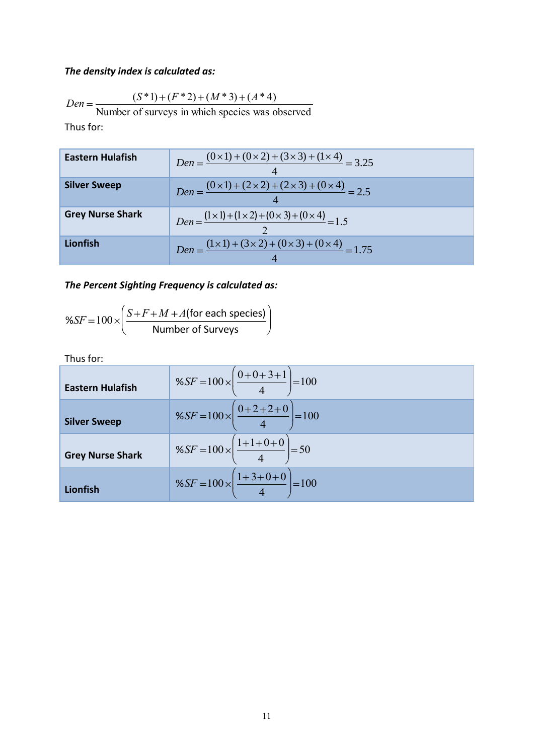***The density index is calculated as:***

$$Den = \frac{(S*1)+(F*2)+(M*3)+(A*4)}{\text{Number of surveys in which species was observed}}$$

Thus for:

| | |
|---|---|
| **Eastern Hulafish** | $Den = \frac{(0\times1)+(0\times2)+(3\times3)+(1\times4)}{4} = 3.25$ |
| **Silver Sweep** | $Den = \frac{(0\times1)+(2\times2)+(2\times3)+(0\times4)}{4} = 2.5$ |
| **Grey Nurse Shark** | $Den = \frac{(1\times1)+(1\times2)+(0\times3)+(0\times4)}{2} = 1.5$ |
| **Lionfish** | $Den = \frac{(1\times1)+(3\times2)+(0\times3)+(0\times4)}{4} = 1.75$ |

***The Percent Sighting Frequency is calculated as:***

$$\%SF = 100\times\left(\frac{S+F+M+A\text{(for each species)}}{\text{Number of Surveys}}\right)$$

Thus for:

| | |
|---|---|
| **Eastern Hulafish** | $\%SF = 100\times\left(\frac{0+0+3+1}{4}\right) = 100$ |
| **Silver Sweep** | $\%SF = 100\times\left(\frac{0+2+2+0}{4}\right) = 100$ |
| **Grey Nurse Shark** | $\%SF = 100\times\left(\frac{1+1+0+0}{4}\right) = 50$ |
| **Lionfish** | $\%SF = 100\times\left(\frac{1+3+0+0}{4}\right) = 100$ |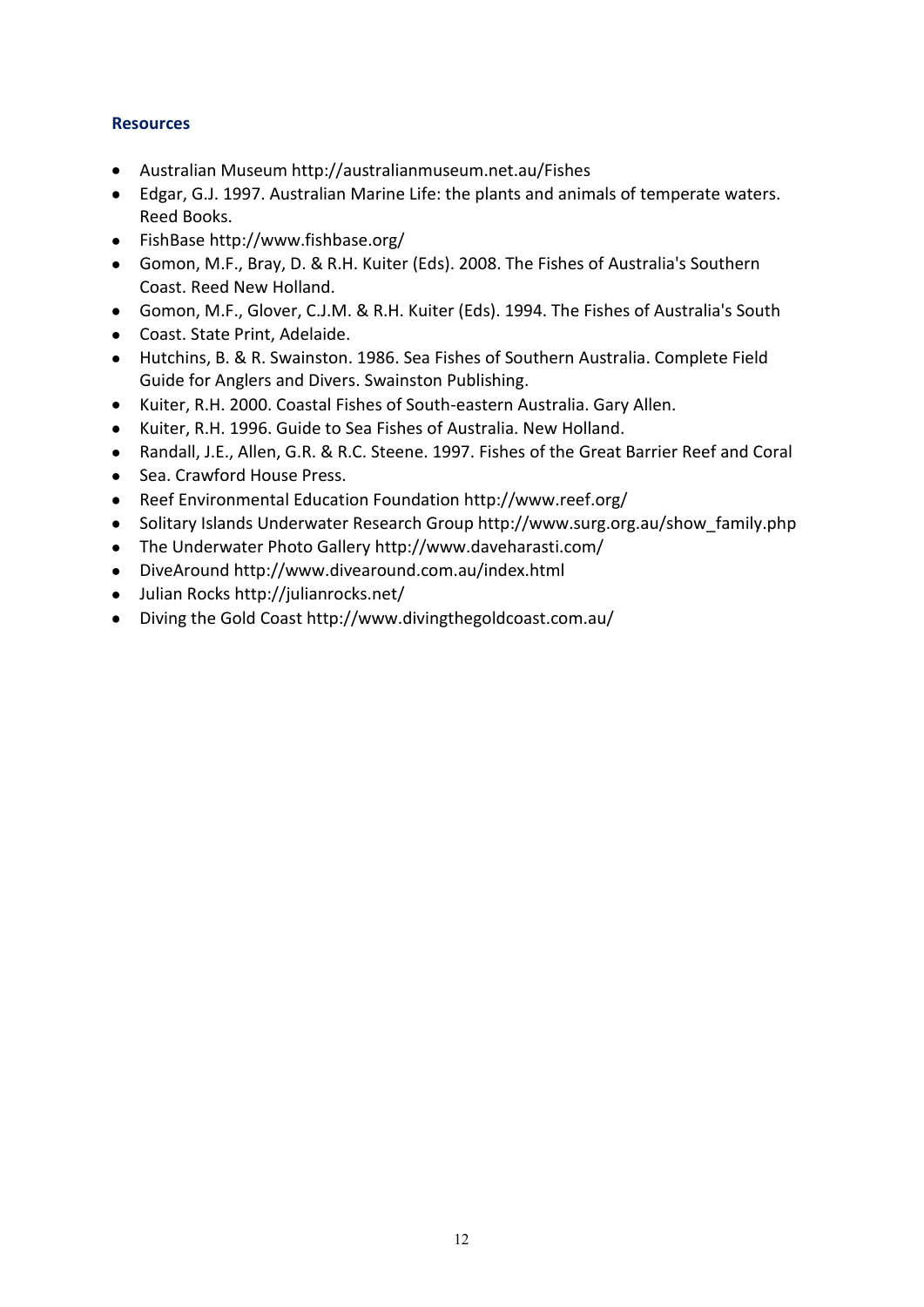### Resources

- Australian Museum http://australianmuseum.net.au/Fishes
- Edgar, G.J. 1997. Australian Marine Life: the plants and animals of temperate waters. Reed Books.
- FishBase http://www.fishbase.org/
- Gomon, M.F., Bray, D. & R.H. Kuiter (Eds). 2008. The Fishes of Australia's Southern Coast. Reed New Holland.
- Gomon, M.F., Glover, C.J.M. & R.H. Kuiter (Eds). 1994. The Fishes of Australia's South
- Coast. State Print, Adelaide.
- Hutchins, B. & R. Swainston. 1986. Sea Fishes of Southern Australia. Complete Field Guide for Anglers and Divers. Swainston Publishing.
- Kuiter, R.H. 2000. Coastal Fishes of South-eastern Australia. Gary Allen.
- Kuiter, R.H. 1996. Guide to Sea Fishes of Australia. New Holland.
- Randall, J.E., Allen, G.R. & R.C. Steene. 1997. Fishes of the Great Barrier Reef and Coral
- Sea. Crawford House Press.
- Reef Environmental Education Foundation http://www.reef.org/
- Solitary Islands Underwater Research Group http://www.surg.org.au/show_family.php
- The Underwater Photo Gallery http://www.daveharasti.com/
- DiveAround http://www.divearound.com.au/index.html
- Julian Rocks http://julianrocks.net/
- Diving the Gold Coast http://www.divingthegoldcoast.com.au/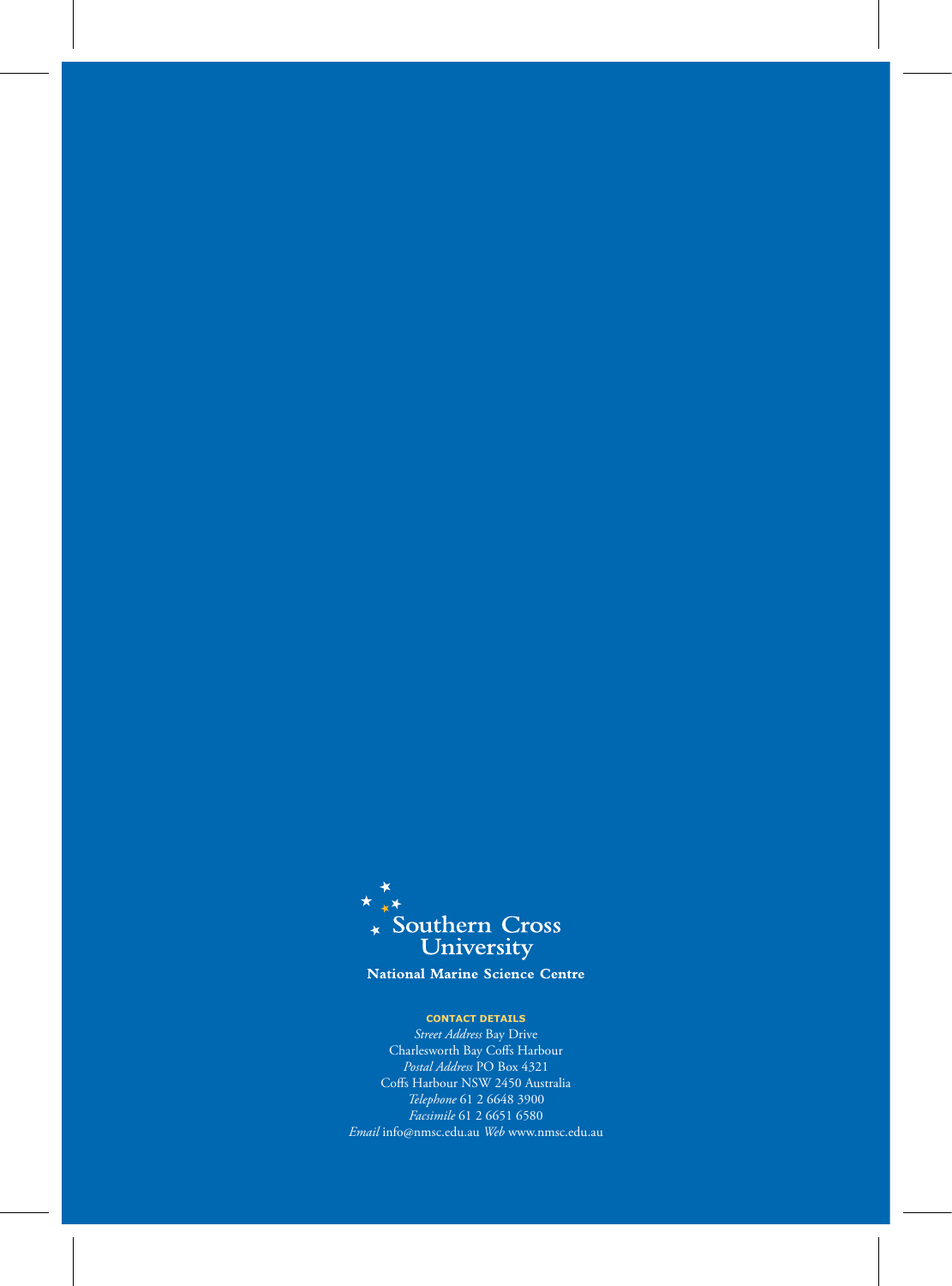Southern Cross University

**National Marine Science Centre**

**CONTACT DETAILS**

*Street Address* Bay Drive
Charlesworth Bay Coffs Harbour
*Postal Address* PO Box 4321
Coffs Harbour NSW 2450 Australia
*Telephone* 61 2 6648 3900
*Facsimile* 61 2 6651 6580
*Email* info@nmsc.edu.au *Web* www.nmsc.edu.au